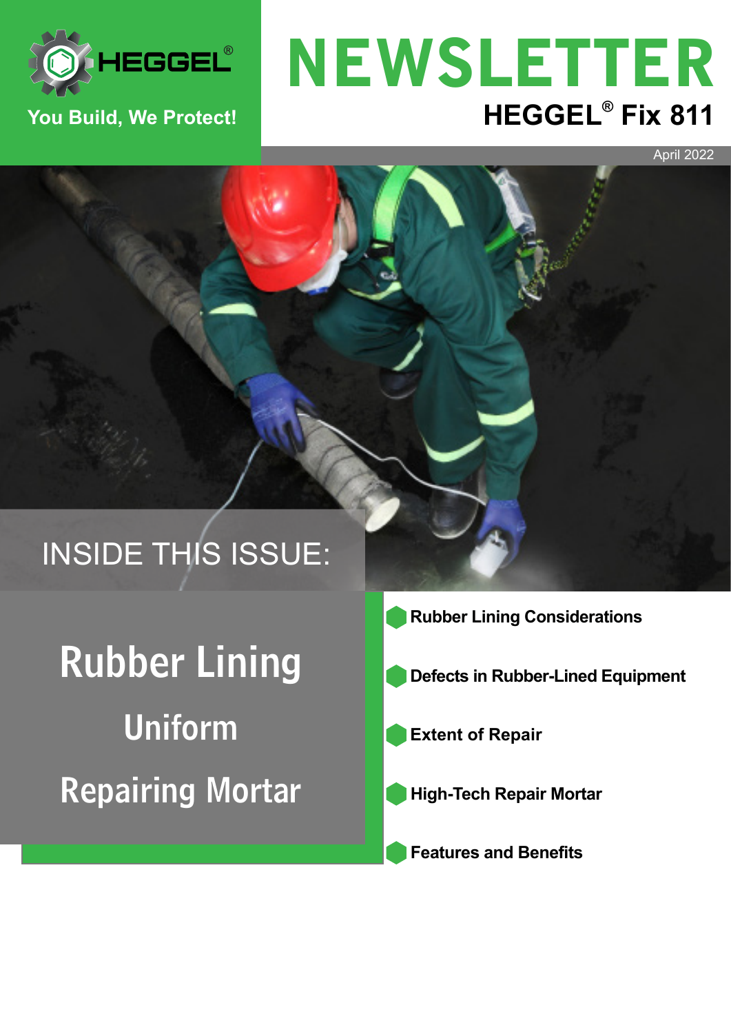HEGGEL®

You Build, We Protect!

# NEWSLETTER

## HEGGEL® Fix 811

April 2022

INSIDE THIS ISSUE:

# Rubber Lining

## Uniform

## Repairing Mortar

- **Rubber Lining Considerations**
- **Defects in Rubber-Lined Equipment**
- **Extent of Repair**
- **High-Tech Repair Mortar**
- **Features and Benefits**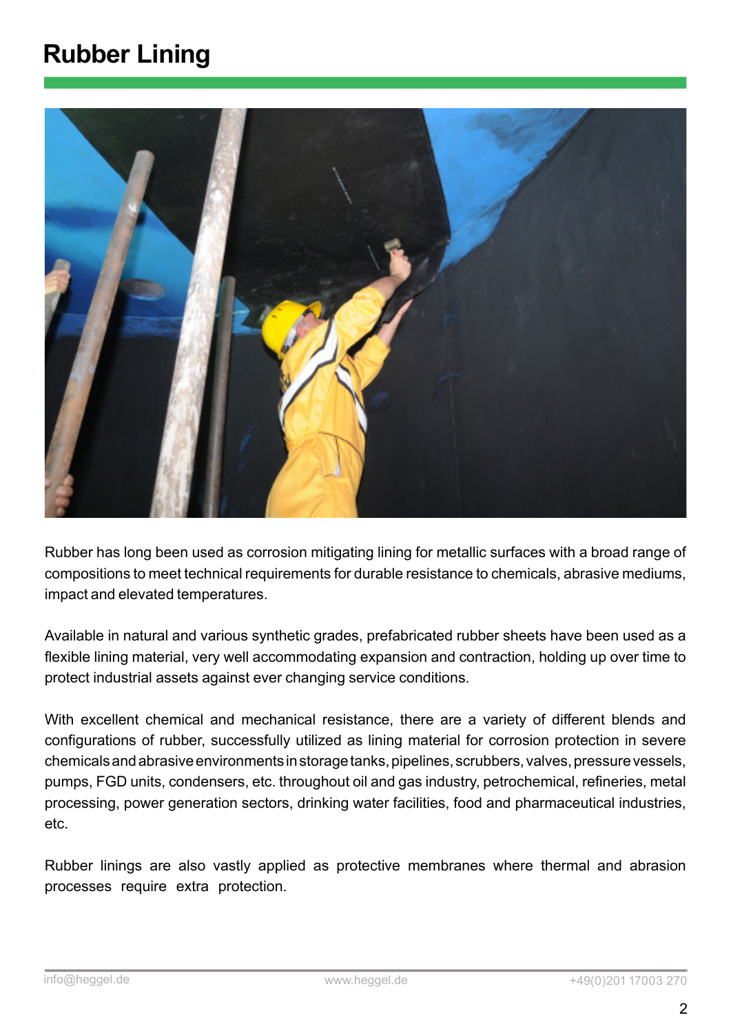# Rubber Lining

Rubber has long been used as corrosion mitigating lining for metallic surfaces with a broad range of compositions to meet technical requirements for durable resistance to chemicals, abrasive mediums, impact and elevated temperatures.

Available in natural and various synthetic grades, prefabricated rubber sheets have been used as a flexible lining material, very well accommodating expansion and contraction, holding up over time to protect industrial assets against ever changing service conditions.

With excellent chemical and mechanical resistance, there are a variety of different blends and configurations of rubber, successfully utilized as lining material for corrosion protection in severe chemicals and abrasive environments in storage tanks, pipelines, scrubbers, valves, pressure vessels, pumps, FGD units, condensers, etc. throughout oil and gas industry, petrochemical, refineries, metal processing, power generation sectors, drinking water facilities, food and pharmaceutical industries, etc.

Rubber linings are also vastly applied as protective membranes where thermal and abrasion processes require extra protection.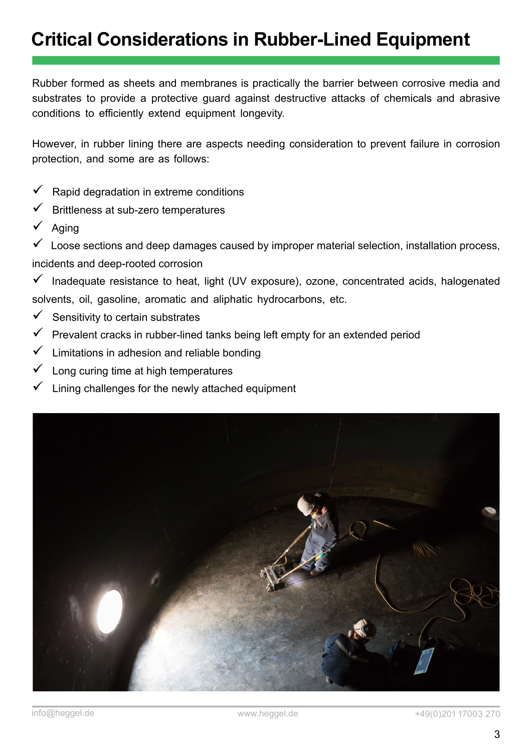# Critical Considerations in Rubber-Lined Equipment

Rubber formed as sheets and membranes is practically the barrier between corrosive media and substrates to provide a protective guard against destructive attacks of chemicals and abrasive conditions to efficiently extend equipment longevity.

However, in rubber lining there are aspects needing consideration to prevent failure in corrosion protection, and some are as follows:

- ✓ Rapid degradation in extreme conditions
- ✓ Brittleness at sub-zero temperatures
- ✓ Aging
- ✓ Loose sections and deep damages caused by improper material selection, installation process, incidents and deep-rooted corrosion
- ✓ Inadequate resistance to heat, light (UV exposure), ozone, concentrated acids, halogenated solvents, oil, gasoline, aromatic and aliphatic hydrocarbons, etc.
- ✓ Sensitivity to certain substrates
- ✓ Prevalent cracks in rubber-lined tanks being left empty for an extended period
- ✓ Limitations in adhesion and reliable bonding
- ✓ Long curing time at high temperatures
- ✓ Lining challenges for the newly attached equipment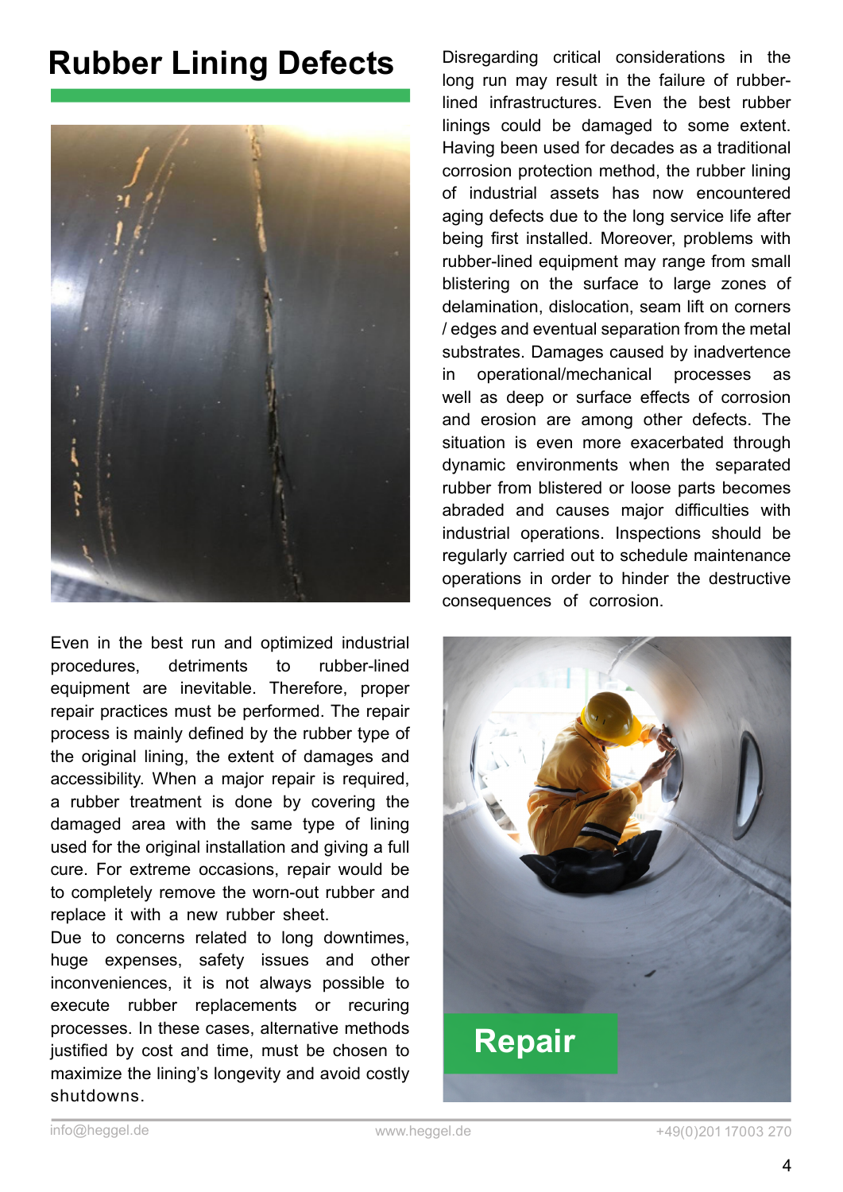# Rubber Lining Defects

Disregarding critical considerations in the long run may result in the failure of rubber-lined infrastructures. Even the best rubber linings could be damaged to some extent. Having been used for decades as a traditional corrosion protection method, the rubber lining of industrial assets has now encountered aging defects due to the long service life after being first installed. Moreover, problems with rubber-lined equipment may range from small blistering on the surface to large zones of delamination, dislocation, seam lift on corners / edges and eventual separation from the metal substrates. Damages caused by inadvertence in operational/mechanical processes as well as deep or surface effects of corrosion and erosion are among other defects. The situation is even more exacerbated through dynamic environments when the separated rubber from blistered or loose parts becomes abraded and causes major difficulties with industrial operations. Inspections should be regularly carried out to schedule maintenance operations in order to hinder the destructive consequences of corrosion.

## Repair

Even in the best run and optimized industrial procedures, detriments to rubber-lined equipment are inevitable. Therefore, proper repair practices must be performed. The repair process is mainly defined by the rubber type of the original lining, the extent of damages and accessibility. When a major repair is required, a rubber treatment is done by covering the damaged area with the same type of lining used for the original installation and giving a full cure. For extreme occasions, repair would be to completely remove the worn-out rubber and replace it with a new rubber sheet.

Due to concerns related to long downtimes, huge expenses, safety issues and other inconveniences, it is not always possible to execute rubber replacements or recuring processes. In these cases, alternative methods justified by cost and time, must be chosen to maximize the lining's longevity and avoid costly shutdowns.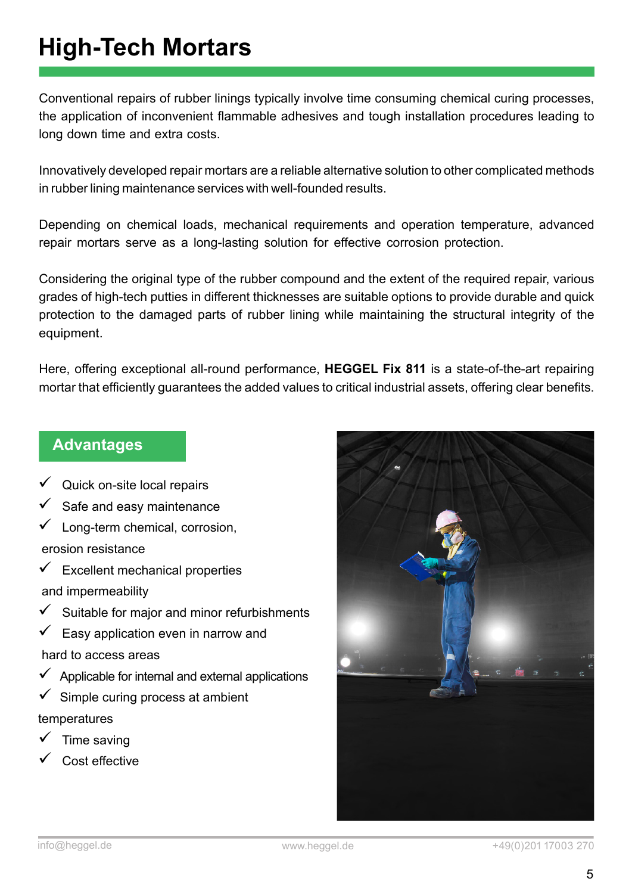# High-Tech Mortars

Conventional repairs of rubber linings typically involve time consuming chemical curing processes, the application of inconvenient flammable adhesives and tough installation procedures leading to long down time and extra costs.

Innovatively developed repair mortars are a reliable alternative solution to other complicated methods in rubber lining maintenance services with well-founded results.

Depending on chemical loads, mechanical requirements and operation temperature, advanced repair mortars serve as a long-lasting solution for effective corrosion protection.

Considering the original type of the rubber compound and the extent of the required repair, various grades of high-tech putties in different thicknesses are suitable options to provide durable and quick protection to the damaged parts of rubber lining while maintaining the structural integrity of the equipment.

Here, offering exceptional all-round performance, **HEGGEL Fix 811** is a state-of-the-art repairing mortar that efficiently guarantees the added values to critical industrial assets, offering clear benefits.

## Advantages

- ✓ Quick on-site local repairs
- ✓ Safe and easy maintenance
- ✓ Long-term chemical, corrosion, erosion resistance
- ✓ Excellent mechanical properties and impermeability
- ✓ Suitable for major and minor refurbishments
- ✓ Easy application even in narrow and hard to access areas
- ✓ Applicable for internal and external applications
- ✓ Simple curing process at ambient temperatures
- ✓ Time saving
- ✓ Cost effective

info@heggel.de www.heggel.de +49(0)201 17003 270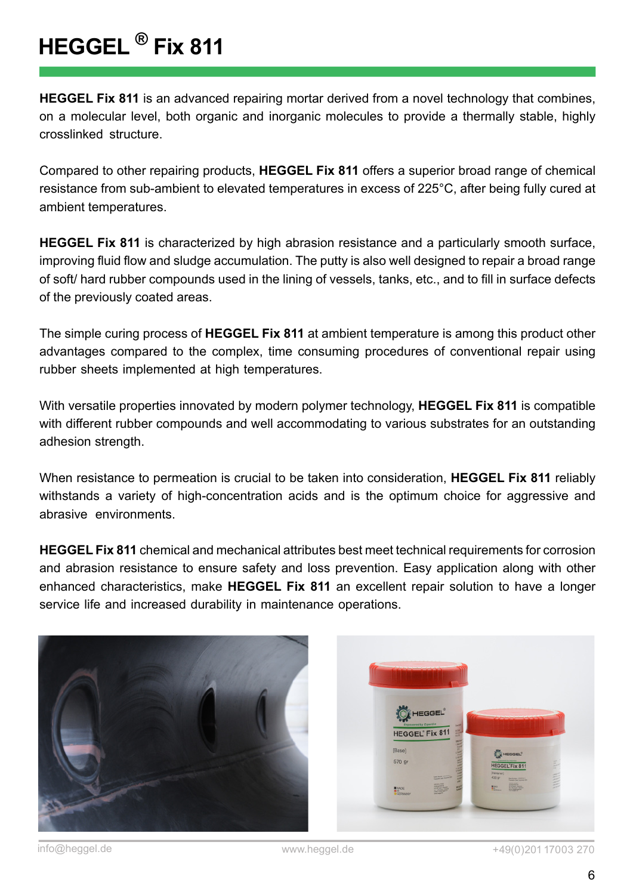# HEGGEL ® Fix 811

**HEGGEL Fix 811** is an advanced repairing mortar derived from a novel technology that combines, on a molecular level, both organic and inorganic molecules to provide a thermally stable, highly crosslinked structure.

Compared to other repairing products, **HEGGEL Fix 811** offers a superior broad range of chemical resistance from sub-ambient to elevated temperatures in excess of 225°C, after being fully cured at ambient temperatures.

**HEGGEL Fix 811** is characterized by high abrasion resistance and a particularly smooth surface, improving fluid flow and sludge accumulation. The putty is also well designed to repair a broad range of soft/ hard rubber compounds used in the lining of vessels, tanks, etc., and to fill in surface defects of the previously coated areas.

The simple curing process of **HEGGEL Fix 811** at ambient temperature is among this product other advantages compared to the complex, time consuming procedures of conventional repair using rubber sheets implemented at high temperatures.

With versatile properties innovated by modern polymer technology, **HEGGEL Fix 811** is compatible with different rubber compounds and well accommodating to various substrates for an outstanding adhesion strength.

When resistance to permeation is crucial to be taken into consideration, **HEGGEL Fix 811** reliably withstands a variety of high-concentration acids and is the optimum choice for aggressive and abrasive environments.

**HEGGEL Fix 811** chemical and mechanical attributes best meet technical requirements for corrosion and abrasion resistance to ensure safety and loss prevention. Easy application along with other enhanced characteristics, make **HEGGEL Fix 811** an excellent repair solution to have a longer service life and increased durability in maintenance operations.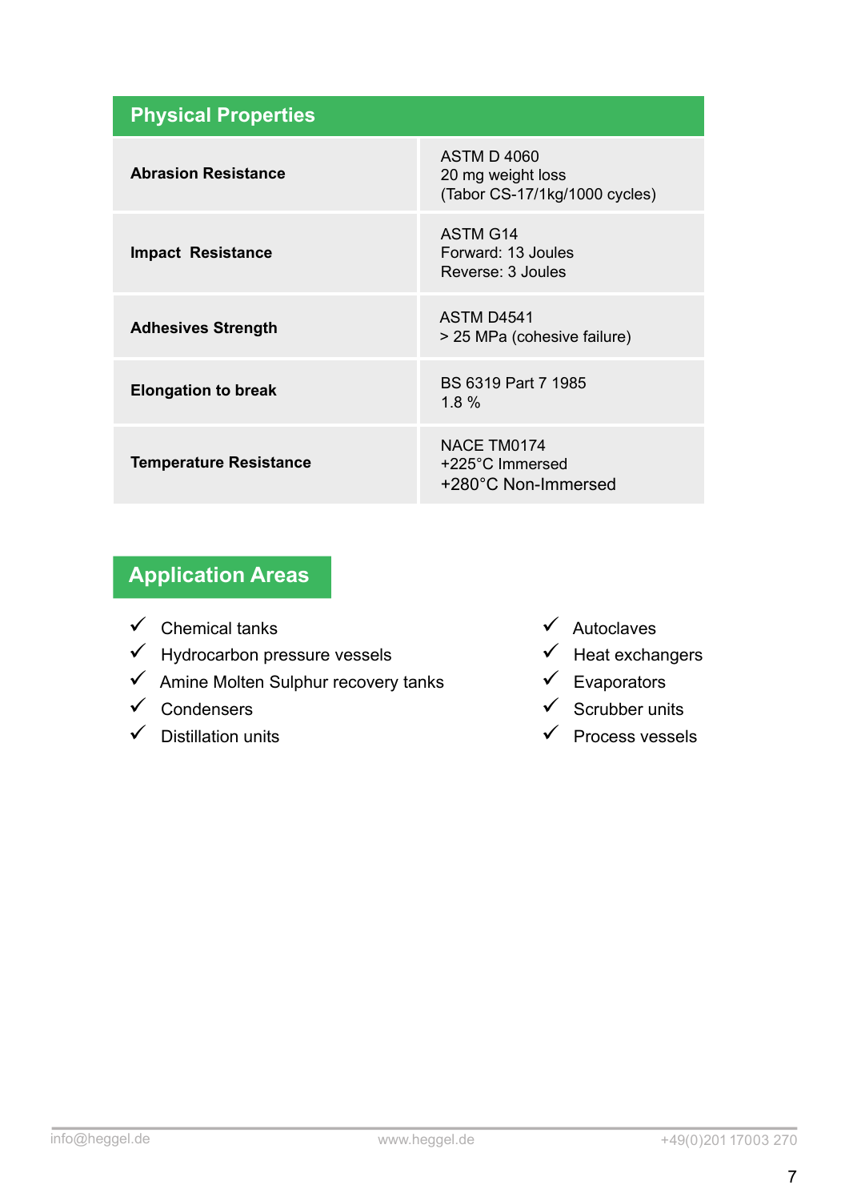## Physical Properties

| | |
|---|---|
| **Abrasion Resistance** | ASTM D 4060<br>20 mg weight loss<br>(Tabor CS-17/1kg/1000 cycles) |
| **Impact Resistance** | ASTM G14<br>Forward: 13 Joules<br>Reverse: 3 Joules |
| **Adhesives Strength** | ASTM D4541<br>> 25 MPa (cohesive failure) |
| **Elongation to break** | BS 6319 Part 7 1985<br>1.8 % |
| **Temperature Resistance** | NACE TM0174<br>+225°C Immersed<br>+280°C Non-Immersed |

## Application Areas

- ✓ Chemical tanks
- ✓ Hydrocarbon pressure vessels
- ✓ Amine Molten Sulphur recovery tanks
- ✓ Condensers
- ✓ Distillation units
- ✓ Autoclaves
- ✓ Heat exchangers
- ✓ Evaporators
- ✓ Scrubber units
- ✓ Process vessels